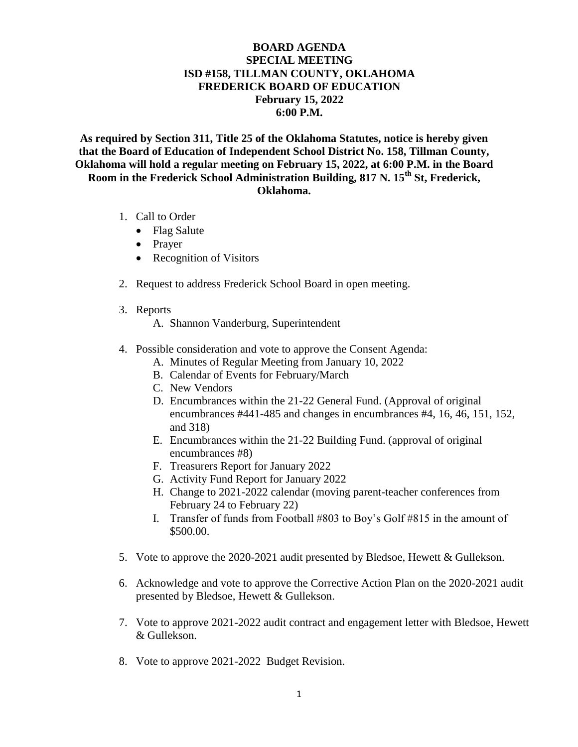**BOARD AGENDA**
**SPECIAL MEETING**
**ISD #158, TILLMAN COUNTY, OKLAHOMA**
**FREDERICK BOARD OF EDUCATION**
**February 15, 2022**
**6:00 P.M.**

**As required by Section 311, Title 25 of the Oklahoma Statutes, notice is hereby given that the Board of Education of Independent School District No. 158, Tillman County, Oklahoma will hold a regular meeting on February 15, 2022, at 6:00 P.M. in the Board Room in the Frederick School Administration Building, 817 N. 15th St, Frederick, Oklahoma.**

1. Call to Order
   - Flag Salute
   - Prayer
   - Recognition of Visitors

2. Request to address Frederick School Board in open meeting.

3. Reports
   A. Shannon Vanderburg, Superintendent

4. Possible consideration and vote to approve the Consent Agenda:
   A. Minutes of Regular Meeting from January 10, 2022
   B. Calendar of Events for February/March
   C. New Vendors
   D. Encumbrances within the 21-22 General Fund. (Approval of original encumbrances #441-485 and changes in encumbrances #4, 16, 46, 151, 152, and 318)
   E. Encumbrances within the 21-22 Building Fund. (approval of original encumbrances #8)
   F. Treasurers Report for January 2022
   G. Activity Fund Report for January 2022
   H. Change to 2021-2022 calendar (moving parent-teacher conferences from February 24 to February 22)
   I. Transfer of funds from Football #803 to Boy's Golf #815 in the amount of $500.00.

5. Vote to approve the 2020-2021 audit presented by Bledsoe, Hewett & Gullekson.

6. Acknowledge and vote to approve the Corrective Action Plan on the 2020-2021 audit presented by Bledsoe, Hewett & Gullekson.

7. Vote to approve 2021-2022 audit contract and engagement letter with Bledsoe, Hewett & Gullekson.

8. Vote to approve 2021-2022 Budget Revision.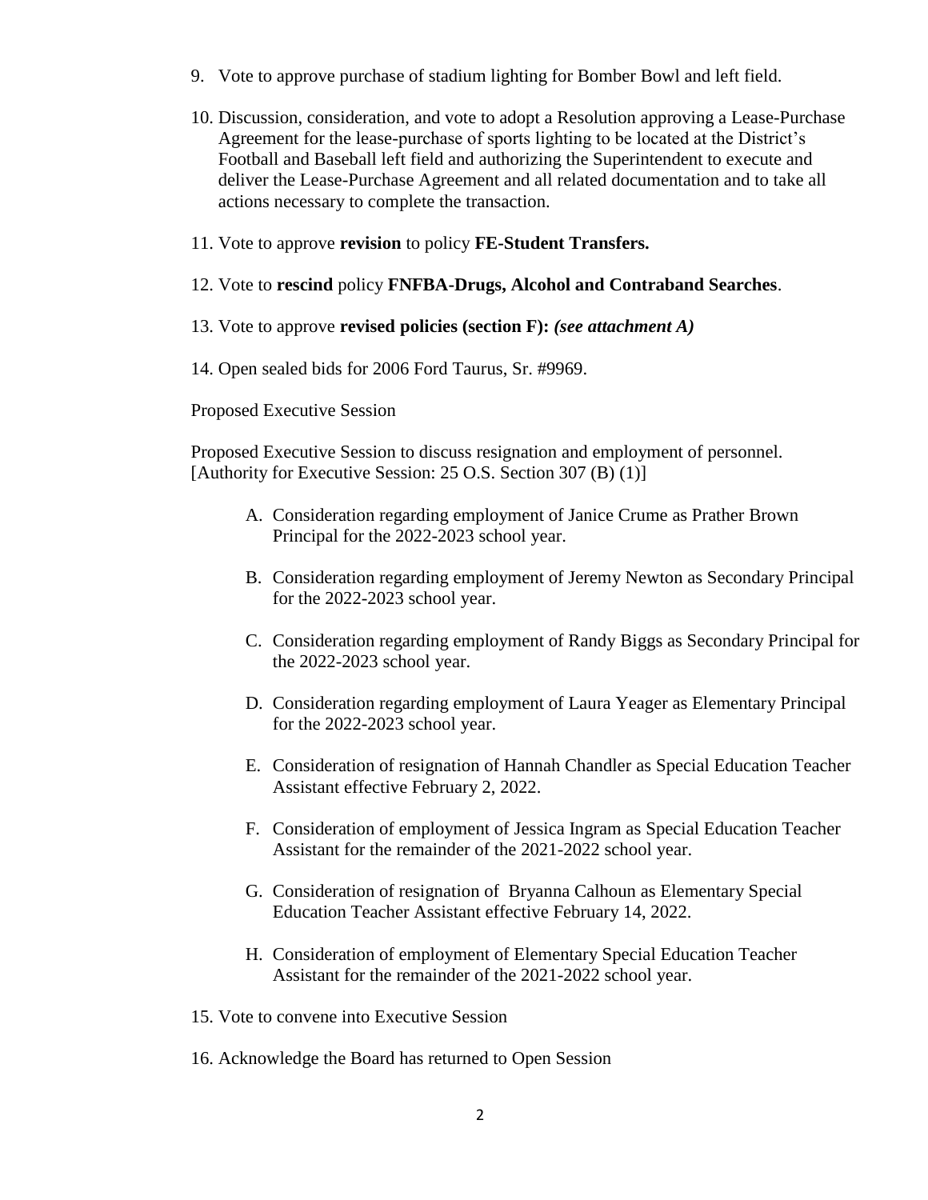9. Vote to approve purchase of stadium lighting for Bomber Bowl and left field.

10. Discussion, consideration, and vote to adopt a Resolution approving a Lease-Purchase Agreement for the lease-purchase of sports lighting to be located at the District's Football and Baseball left field and authorizing the Superintendent to execute and deliver the Lease-Purchase Agreement and all related documentation and to take all actions necessary to complete the transaction.

11. Vote to approve **revision** to policy **FE-Student Transfers.**

12. Vote to **rescind** policy **FNFBA-Drugs, Alcohol and Contraband Searches**.

13. Vote to approve **revised policies (section F):** ***(see attachment A)***

14. Open sealed bids for 2006 Ford Taurus, Sr. #9969.

Proposed Executive Session

Proposed Executive Session to discuss resignation and employment of personnel. [Authority for Executive Session: 25 O.S. Section 307 (B) (1)]

A. Consideration regarding employment of Janice Crume as Prather Brown Principal for the 2022-2023 school year.

B. Consideration regarding employment of Jeremy Newton as Secondary Principal for the 2022-2023 school year.

C. Consideration regarding employment of Randy Biggs as Secondary Principal for the 2022-2023 school year.

D. Consideration regarding employment of Laura Yeager as Elementary Principal for the 2022-2023 school year.

E. Consideration of resignation of Hannah Chandler as Special Education Teacher Assistant effective February 2, 2022.

F. Consideration of employment of Jessica Ingram as Special Education Teacher Assistant for the remainder of the 2021-2022 school year.

G. Consideration of resignation of Bryanna Calhoun as Elementary Special Education Teacher Assistant effective February 14, 2022.

H. Consideration of employment of Elementary Special Education Teacher Assistant for the remainder of the 2021-2022 school year.

15. Vote to convene into Executive Session

16. Acknowledge the Board has returned to Open Session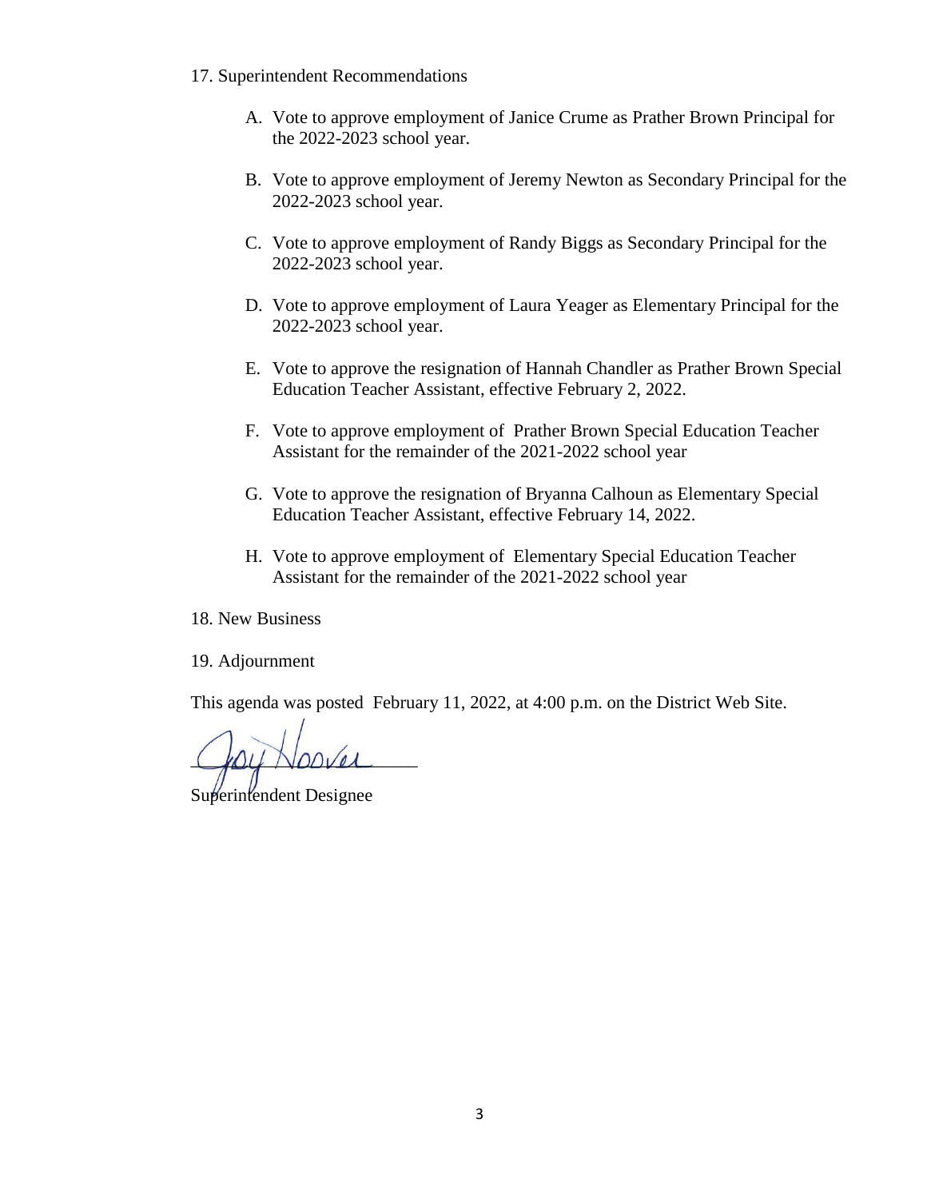17. Superintendent Recommendations

   A. Vote to approve employment of Janice Crume as Prather Brown Principal for the 2022-2023 school year.

   B. Vote to approve employment of Jeremy Newton as Secondary Principal for the 2022-2023 school year.

   C. Vote to approve employment of Randy Biggs as Secondary Principal for the 2022-2023 school year.

   D. Vote to approve employment of Laura Yeager as Elementary Principal for the 2022-2023 school year.

   E. Vote to approve the resignation of Hannah Chandler as Prather Brown Special Education Teacher Assistant, effective February 2, 2022.

   F. Vote to approve employment of  Prather Brown Special Education Teacher Assistant for the remainder of the 2021-2022 school year

   G. Vote to approve the resignation of Bryanna Calhoun as Elementary Special Education Teacher Assistant, effective February 14, 2022.

   H. Vote to approve employment of  Elementary Special Education Teacher Assistant for the remainder of the 2021-2022 school year

18. New Business

19. Adjournment

This agenda was posted  February 11, 2022, at 4:00 p.m. on the District Web Site.

Joy Hoover

Superintendent Designee